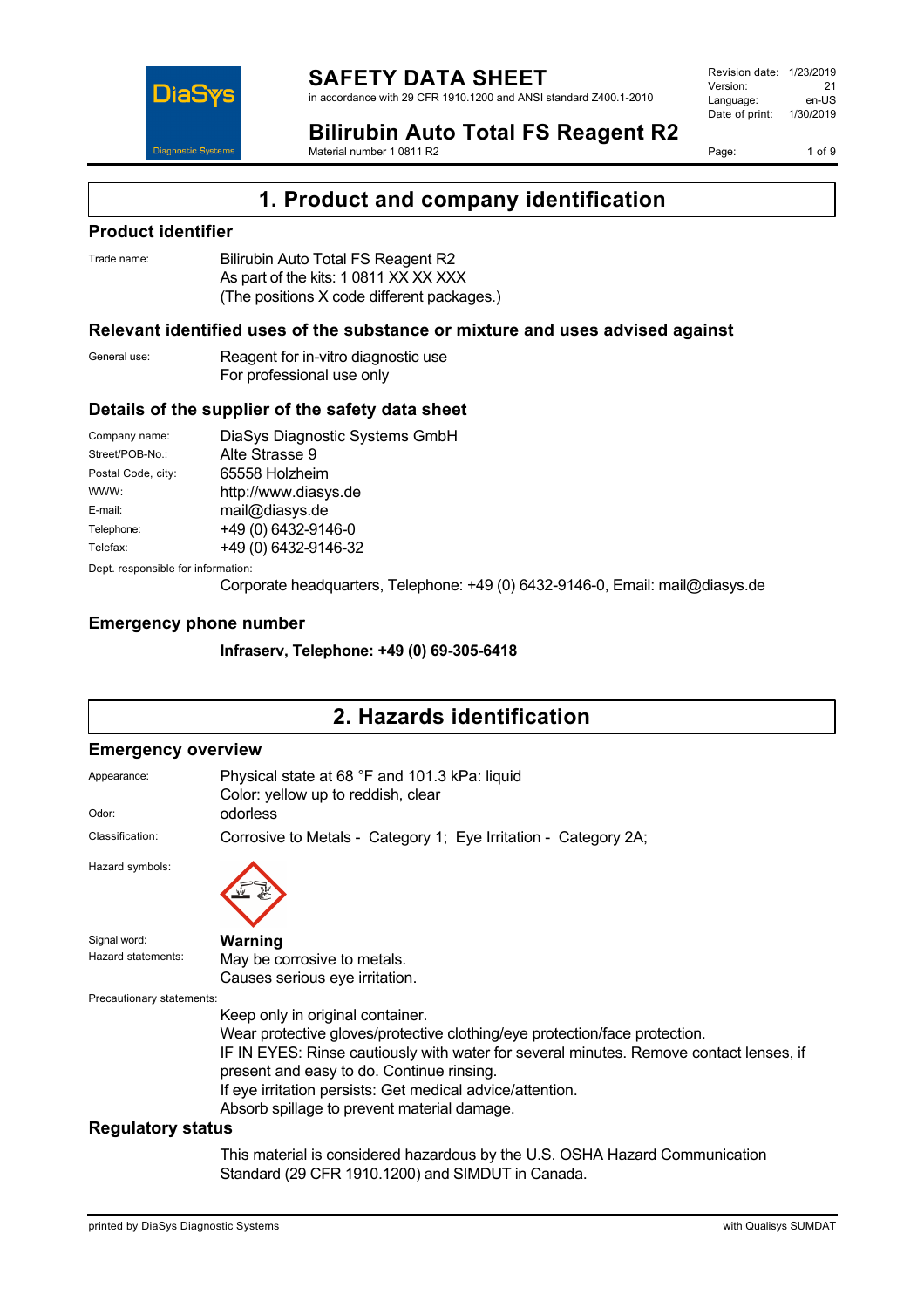# SAFETY DATA SHEET

in accordance with 29 CFR 1910.1200 and ANSI standard Z400.1-2010

Revision date: 1/23/2019
Version: 21
Language: en-US
Date of print: 1/30/2019

## Bilirubin Auto Total FS Reagent R2

Material number 1 0811 R2

# 1. Product and company identification

## Product identifier

Trade name: Bilirubin Auto Total FS Reagent R2
As part of the kits: 1 0811 XX XX XXX
(The positions X code different packages.)

## Relevant identified uses of the substance or mixture and uses advised against

General use: Reagent for in-vitro diagnostic use
For professional use only

## Details of the supplier of the safety data sheet

| | |
|---|---|
| Company name: | DiaSys Diagnostic Systems GmbH |
| Street/POB-No.: | Alte Strasse 9 |
| Postal Code, city: | 65558 Holzheim |
| WWW: | http://www.diasys.de |
| E-mail: | mail@diasys.de |
| Telephone: | +49 (0) 6432-9146-0 |
| Telefax: | +49 (0) 6432-9146-32 |

Dept. responsible for information:
Corporate headquarters, Telephone: +49 (0) 6432-9146-0, Email: mail@diasys.de

## Emergency phone number

**Infraserv, Telephone: +49 (0) 69-305-6418**

# 2. Hazards identification

## Emergency overview

Appearance: Physical state at 68 °F and 101.3 kPa: liquid
Color: yellow up to reddish, clear

Odor: odorless

Classification: Corrosive to Metals - Category 1; Eye Irritation - Category 2A;

Hazard symbols:

Signal word: **Warning**

Hazard statements: May be corrosive to metals.
Causes serious eye irritation.

Precautionary statements:
Keep only in original container.
Wear protective gloves/protective clothing/eye protection/face protection.
IF IN EYES: Rinse cautiously with water for several minutes. Remove contact lenses, if present and easy to do. Continue rinsing.
If eye irritation persists: Get medical advice/attention.
Absorb spillage to prevent material damage.

## Regulatory status

This material is considered hazardous by the U.S. OSHA Hazard Communication Standard (29 CFR 1910.1200) and SIMDUT in Canada.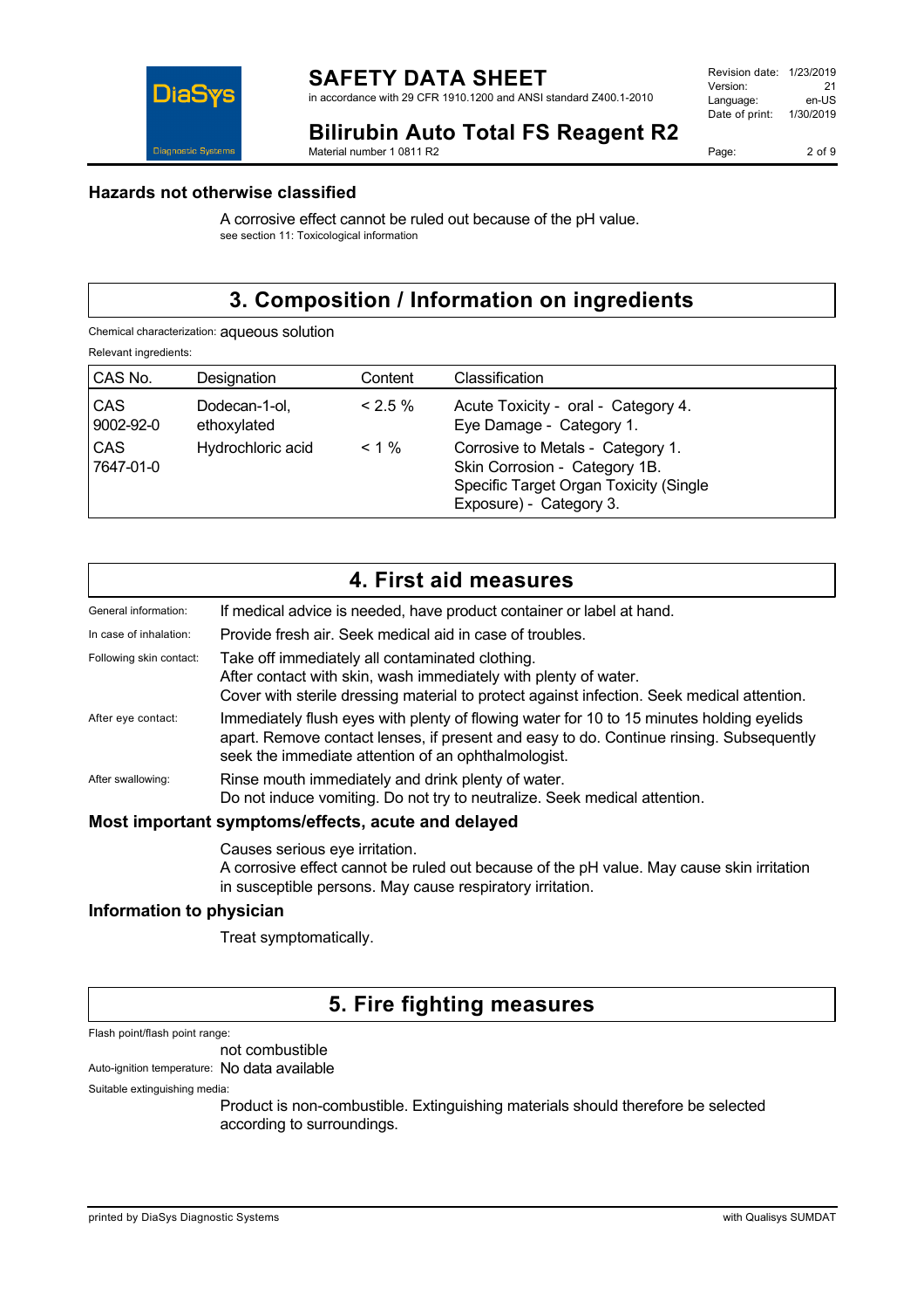## Hazards not otherwise classified

A corrosive effect cannot be ruled out because of the pH value.
see section 11: Toxicological information

## 3. Composition / Information on ingredients

Chemical characterization: aqueous solution

Relevant ingredients:

| CAS No. | Designation | Content | Classification |
|---|---|---|---|
| CAS 9002-92-0 | Dodecan-1-ol, ethoxylated | < 2.5 % | Acute Toxicity - oral - Category 4. Eye Damage - Category 1. |
| CAS 7647-01-0 | Hydrochloric acid | < 1 % | Corrosive to Metals - Category 1. Skin Corrosion - Category 1B. Specific Target Organ Toxicity (Single Exposure) - Category 3. |

## 4. First aid measures

General information: If medical advice is needed, have product container or label at hand.

In case of inhalation: Provide fresh air. Seek medical aid in case of troubles.

Following skin contact: Take off immediately all contaminated clothing.
After contact with skin, wash immediately with plenty of water.
Cover with sterile dressing material to protect against infection. Seek medical attention.

After eye contact: Immediately flush eyes with plenty of flowing water for 10 to 15 minutes holding eyelids apart. Remove contact lenses, if present and easy to do. Continue rinsing. Subsequently seek the immediate attention of an ophthalmologist.

After swallowing: Rinse mouth immediately and drink plenty of water.
Do not induce vomiting. Do not try to neutralize. Seek medical attention.

### Most important symptoms/effects, acute and delayed

Causes serious eye irritation.
A corrosive effect cannot be ruled out because of the pH value. May cause skin irritation in susceptible persons. May cause respiratory irritation.

### Information to physician

Treat symptomatically.

## 5. Fire fighting measures

Flash point/flash point range:
not combustible

Auto-ignition temperature: No data available

Suitable extinguishing media:
Product is non-combustible. Extinguishing materials should therefore be selected according to surroundings.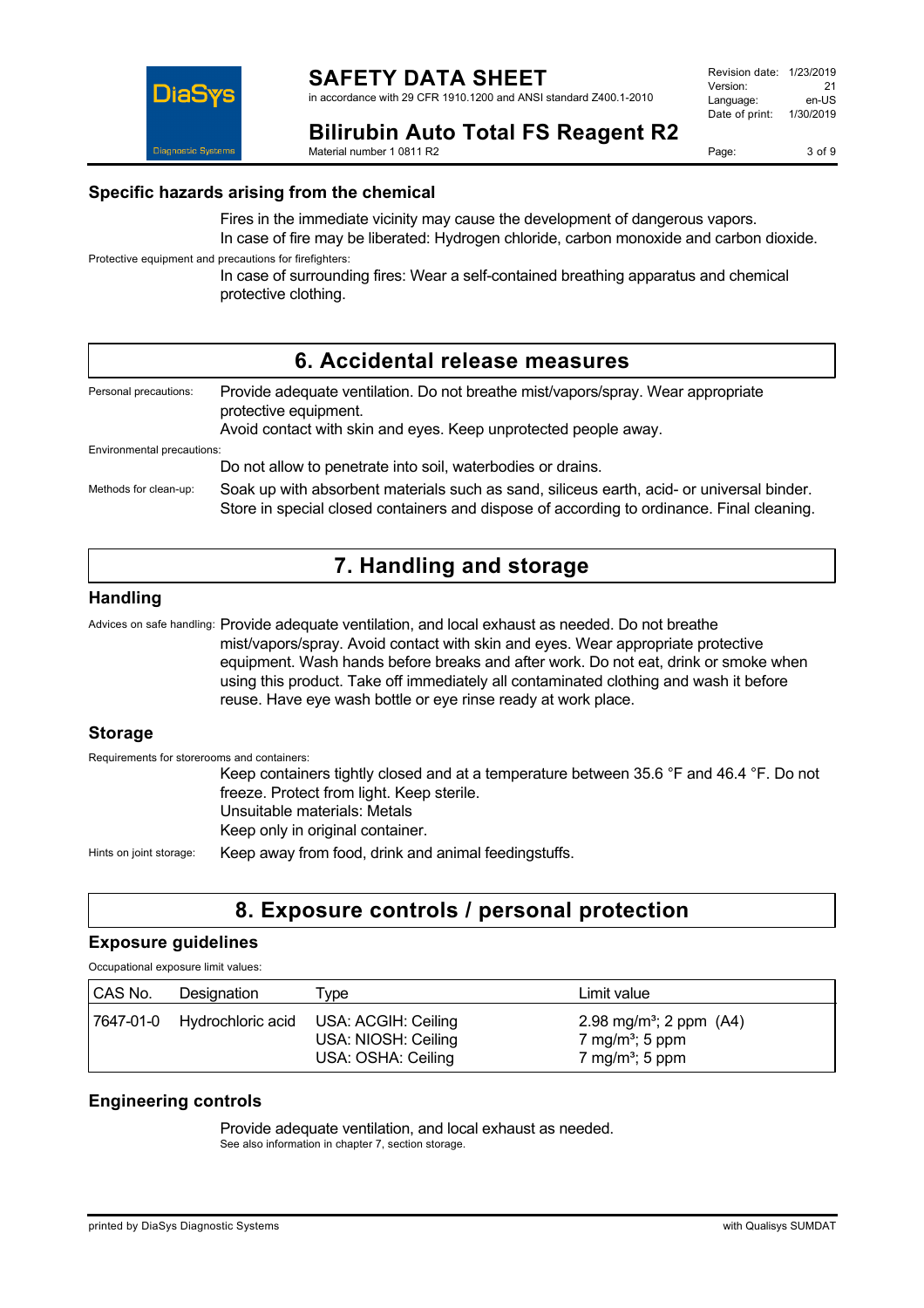### Specific hazards arising from the chemical

Fires in the immediate vicinity may cause the development of dangerous vapors.
In case of fire may be liberated: Hydrogen chloride, carbon monoxide and carbon dioxide.

Protective equipment and precautions for firefighters:

In case of surrounding fires: Wear a self-contained breathing apparatus and chemical protective clothing.

## 6. Accidental release measures

Personal precautions: Provide adequate ventilation. Do not breathe mist/vapors/spray. Wear appropriate protective equipment.
Avoid contact with skin and eyes. Keep unprotected people away.

Environmental precautions:

Do not allow to penetrate into soil, waterbodies or drains.

Methods for clean-up: Soak up with absorbent materials such as sand, siliceous earth, acid- or universal binder. Store in special closed containers and dispose of according to ordinance. Final cleaning.

## 7. Handling and storage

### Handling

Advices on safe handling: Provide adequate ventilation, and local exhaust as needed. Do not breathe mist/vapors/spray. Avoid contact with skin and eyes. Wear appropriate protective equipment. Wash hands before breaks and after work. Do not eat, drink or smoke when using this product. Take off immediately all contaminated clothing and wash it before reuse. Have eye wash bottle or eye rinse ready at work place.

### Storage

Requirements for storerooms and containers:

Keep containers tightly closed and at a temperature between 35.6 °F and 46.4 °F. Do not freeze. Protect from light. Keep sterile.
Unsuitable materials: Metals
Keep only in original container.

Hints on joint storage: Keep away from food, drink and animal feedingstuffs.

## 8. Exposure controls / personal protection

### Exposure guidelines

Occupational exposure limit values:

| CAS No. | Designation | Type | Limit value |
|---|---|---|---|
| 7647-01-0 | Hydrochloric acid | USA: ACGIH: Ceiling<br>USA: NIOSH: Ceiling<br>USA: OSHA: Ceiling | 2.98 mg/m³; 2 ppm (A4)<br>7 mg/m³; 5 ppm<br>7 mg/m³; 5 ppm |

### Engineering controls

Provide adequate ventilation, and local exhaust as needed.
See also information in chapter 7, section storage.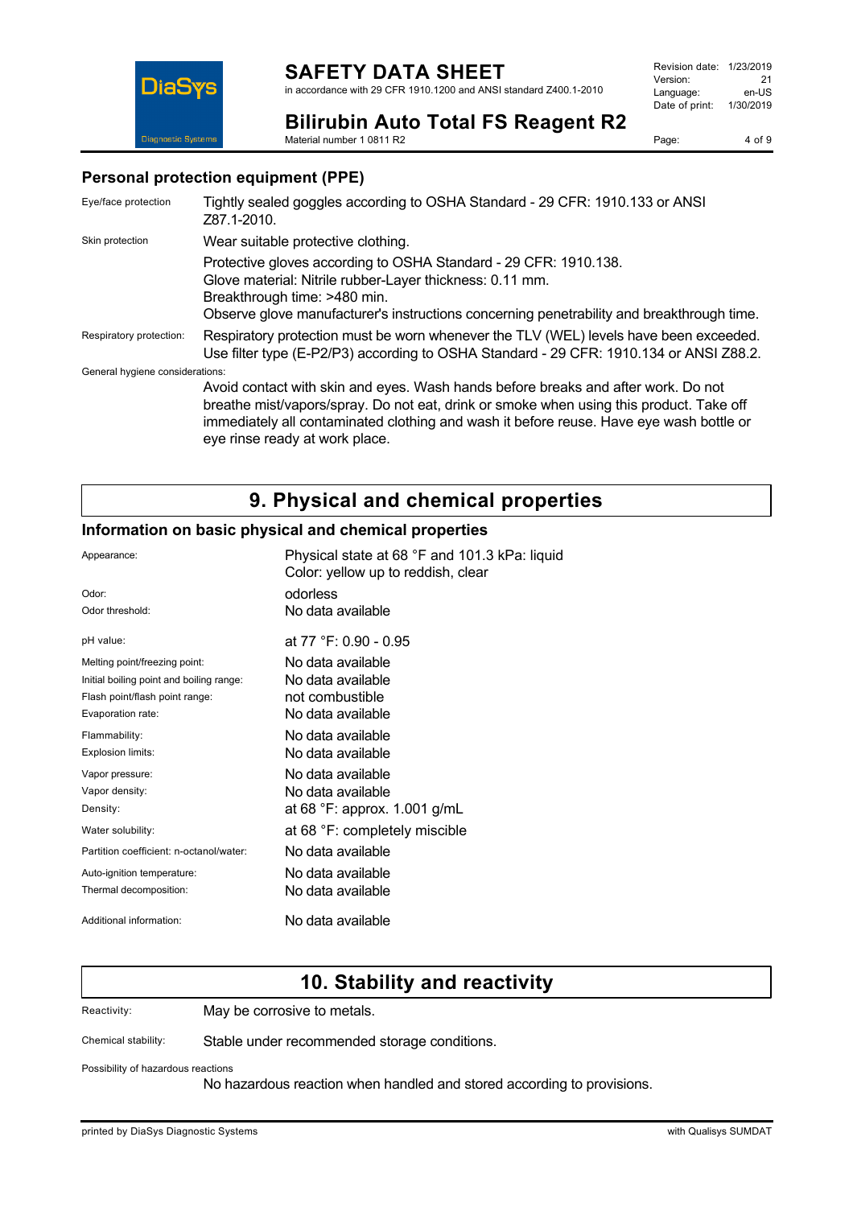### Personal protection equipment (PPE)

| | |
|---|---|
| Eye/face protection | Tightly sealed goggles according to OSHA Standard - 29 CFR: 1910.133 or ANSI Z87.1-2010. |
| Skin protection | Wear suitable protective clothing. |
| | Protective gloves according to OSHA Standard - 29 CFR: 1910.138.<br>Glove material: Nitrile rubber-Layer thickness: 0.11 mm.<br>Breakthrough time: >480 min.<br>Observe glove manufacturer's instructions concerning penetrability and breakthrough time. |
| Respiratory protection: | Respiratory protection must be worn whenever the TLV (WEL) levels have been exceeded. Use filter type (E-P2/P3) according to OSHA Standard - 29 CFR: 1910.134 or ANSI Z88.2. |

General hygiene considerations:

Avoid contact with skin and eyes. Wash hands before breaks and after work. Do not breathe mist/vapors/spray. Do not eat, drink or smoke when using this product. Take off immediately all contaminated clothing and wash it before reuse. Have eye wash bottle or eye rinse ready at work place.

# 9. Physical and chemical properties

## Information on basic physical and chemical properties

| | |
|---|---|
| Appearance: | Physical state at 68 °F and 101.3 kPa: liquid<br>Color: yellow up to reddish, clear |
| Odor: | odorless |
| Odor threshold: | No data available |
| pH value: | at 77 °F: 0.90 - 0.95 |
| Melting point/freezing point: | No data available |
| Initial boiling point and boiling range: | No data available |
| Flash point/flash point range: | not combustible |
| Evaporation rate: | No data available |
| Flammability: | No data available |
| Explosion limits: | No data available |
| Vapor pressure: | No data available |
| Vapor density: | No data available |
| Density: | at 68 °F: approx. 1.001 g/mL |
| Water solubility: | at 68 °F: completely miscible |
| Partition coefficient: n-octanol/water: | No data available |
| Auto-ignition temperature: | No data available |
| Thermal decomposition: | No data available |
| Additional information: | No data available |

# 10. Stability and reactivity

| | |
|---|---|
| Reactivity: | May be corrosive to metals. |
| Chemical stability: | Stable under recommended storage conditions. |

Possibility of hazardous reactions

No hazardous reaction when handled and stored according to provisions.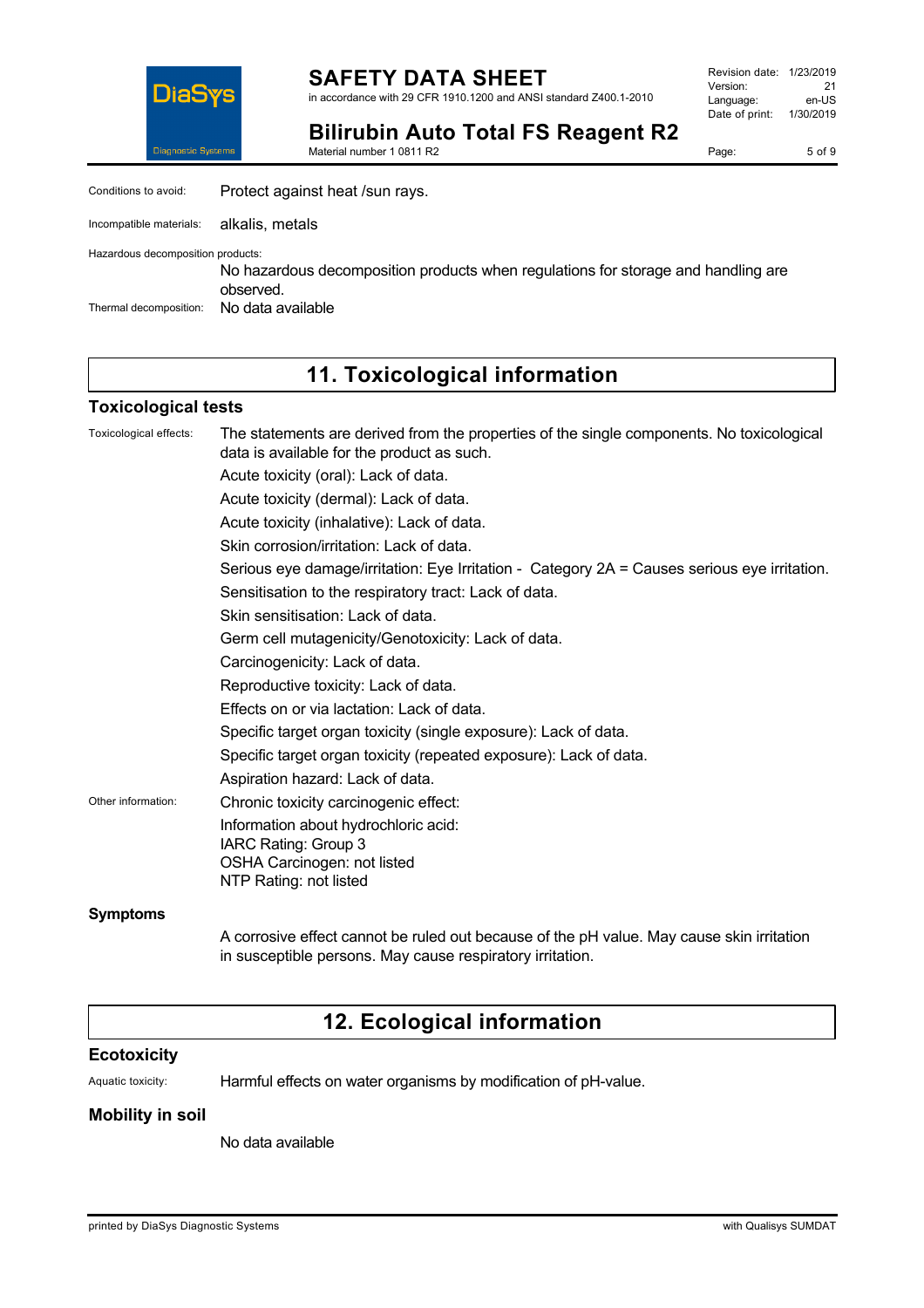Conditions to avoid: Protect against heat /sun rays.

Incompatible materials: alkalis, metals

Hazardous decomposition products:
No hazardous decomposition products when regulations for storage and handling are observed.

Thermal decomposition: No data available

## 11. Toxicological information

### Toxicological tests

Toxicological effects: The statements are derived from the properties of the single components. No toxicological data is available for the product as such.

Acute toxicity (oral): Lack of data.

Acute toxicity (dermal): Lack of data.

Acute toxicity (inhalative): Lack of data.

Skin corrosion/irritation: Lack of data.

Serious eye damage/irritation: Eye Irritation - Category 2A = Causes serious eye irritation.

Sensitisation to the respiratory tract: Lack of data.

Skin sensitisation: Lack of data.

Germ cell mutagenicity/Genotoxicity: Lack of data.

Carcinogenicity: Lack of data.

Reproductive toxicity: Lack of data.

Effects on or via lactation: Lack of data.

Specific target organ toxicity (single exposure): Lack of data.

Specific target organ toxicity (repeated exposure): Lack of data.

Aspiration hazard: Lack of data.

Other information: Chronic toxicity carcinogenic effect:

Information about hydrochloric acid:
IARC Rating: Group 3
OSHA Carcinogen: not listed
NTP Rating: not listed

### Symptoms

A corrosive effect cannot be ruled out because of the pH value. May cause skin irritation in susceptible persons. May cause respiratory irritation.

## 12. Ecological information

### Ecotoxicity

Aquatic toxicity: Harmful effects on water organisms by modification of pH-value.

### Mobility in soil

No data available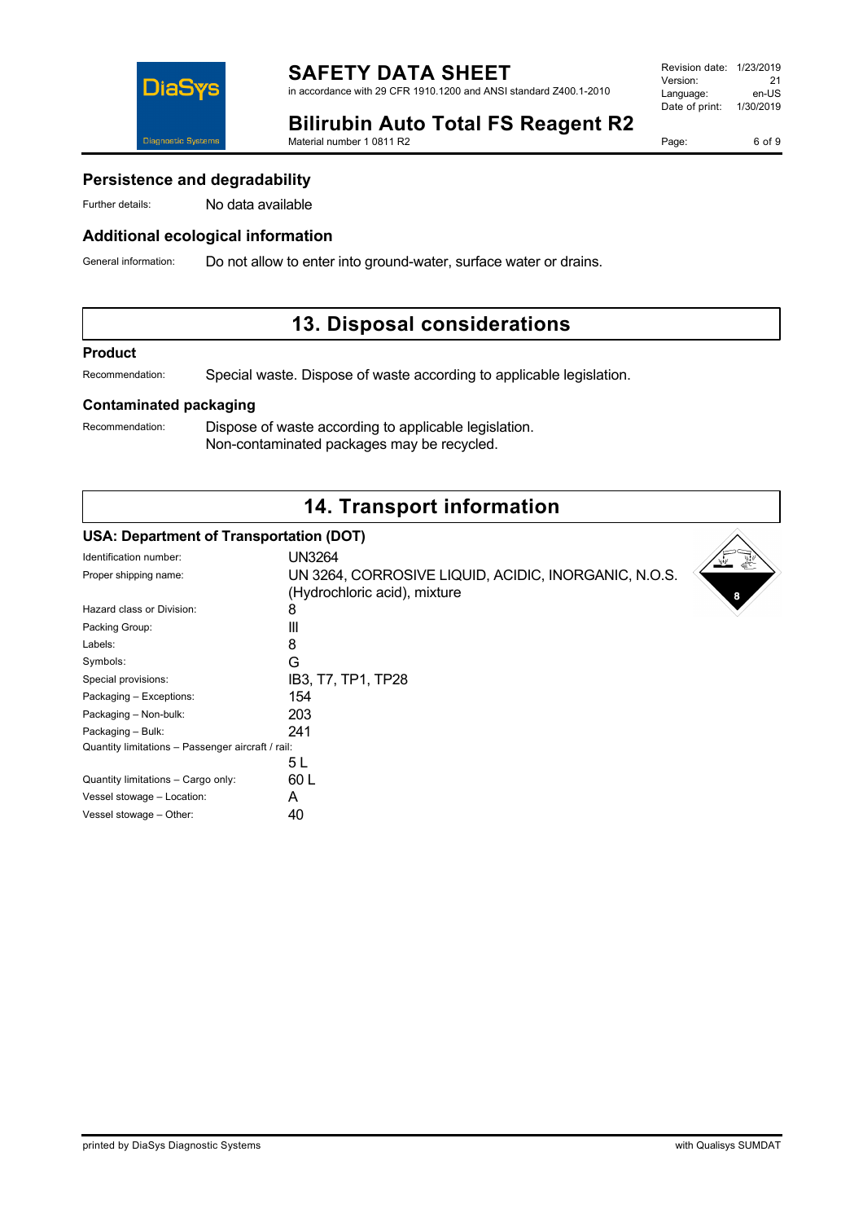### Persistence and degradability

Further details: No data available

### Additional ecological information

General information: Do not allow to enter into ground-water, surface water or drains.

## 13. Disposal considerations

### Product

Recommendation: Special waste. Dispose of waste according to applicable legislation.

### Contaminated packaging

Recommendation: Dispose of waste according to applicable legislation.
Non-contaminated packages may be recycled.

## 14. Transport information

### USA: Department of Transportation (DOT)

| | |
|---|---|
| Identification number: | UN3264 |
| Proper shipping name: | UN 3264, CORROSIVE LIQUID, ACIDIC, INORGANIC, N.O.S. (Hydrochloric acid), mixture |
| Hazard class or Division: | 8 |
| Packing Group: | III |
| Labels: | 8 |
| Symbols: | G |
| Special provisions: | IB3, T7, TP1, TP28 |
| Packaging – Exceptions: | 154 |
| Packaging – Non-bulk: | 203 |
| Packaging – Bulk: | 241 |
| Quantity limitations – Passenger aircraft / rail: | 5 L |
| Quantity limitations – Cargo only: | 60 L |
| Vessel stowage – Location: | A |
| Vessel stowage – Other: | 40 |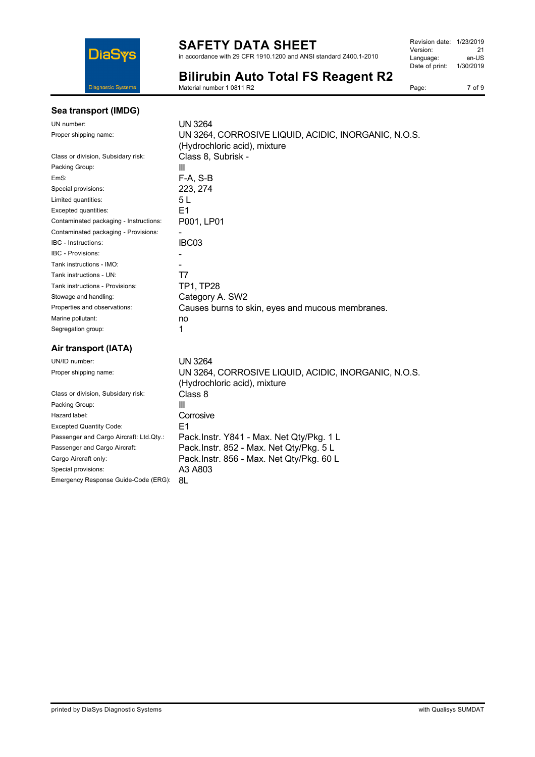### Sea transport (IMDG)

| | |
|---|---|
| UN number: | UN 3264 |
| Proper shipping name: | UN 3264, CORROSIVE LIQUID, ACIDIC, INORGANIC, N.O.S. (Hydrochloric acid), mixture |
| Class or division, Subsidary risk: | Class 8, Subrisk - |
| Packing Group: | III |
| EmS: | F-A, S-B |
| Special provisions: | 223, 274 |
| Limited quantities: | 5 L |
| Excepted quantities: | E1 |
| Contaminated packaging - Instructions: | P001, LP01 |
| Contaminated packaging - Provisions: | - |
| IBC - Instructions: | IBC03 |
| IBC - Provisions: | - |
| Tank instructions - IMO: | - |
| Tank instructions - UN: | T7 |
| Tank instructions - Provisions: | TP1, TP28 |
| Stowage and handling: | Category A. SW2 |
| Properties and observations: | Causes burns to skin, eyes and mucous membranes. |
| Marine pollutant: | no |
| Segregation group: | 1 |

### Air transport (IATA)

| | |
|---|---|
| UN/ID number: | UN 3264 |
| Proper shipping name: | UN 3264, CORROSIVE LIQUID, ACIDIC, INORGANIC, N.O.S. (Hydrochloric acid), mixture |
| Class or division, Subsidary risk: | Class 8 |
| Packing Group: | III |
| Hazard label: | Corrosive |
| Excepted Quantity Code: | E1 |
| Passenger and Cargo Aircraft: Ltd.Qty.: | Pack.Instr. Y841 - Max. Net Qty/Pkg. 1 L |
| Passenger and Cargo Aircraft: | Pack.Instr. 852 - Max. Net Qty/Pkg. 5 L |
| Cargo Aircraft only: | Pack.Instr. 856 - Max. Net Qty/Pkg. 60 L |
| Special provisions: | A3 A803 |
| Emergency Response Guide-Code (ERG): | 8L |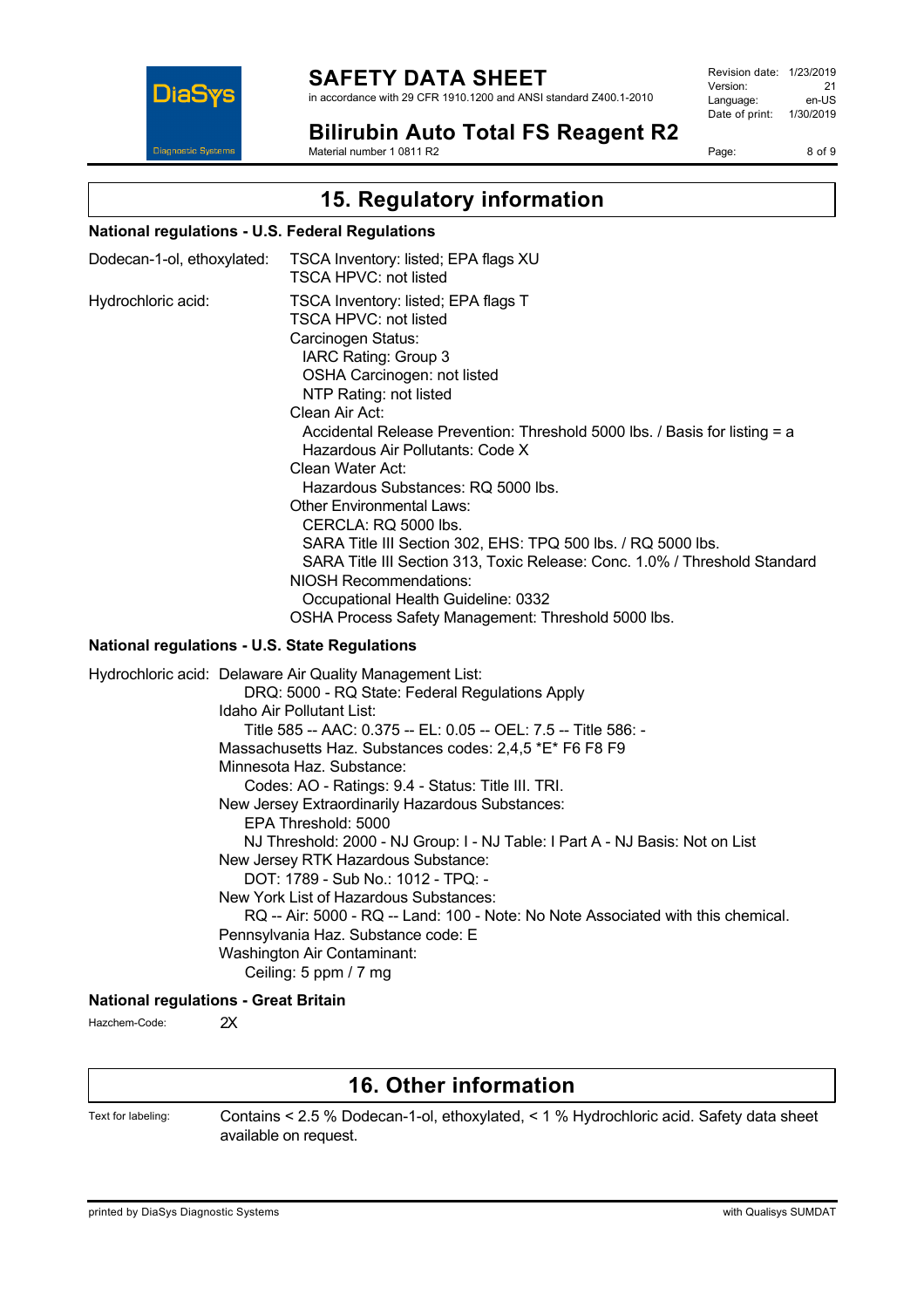## 15. Regulatory information

### National regulations - U.S. Federal Regulations

Dodecan-1-ol, ethoxylated: TSCA Inventory: listed; EPA flags XU
TSCA HPVC: not listed

Hydrochloric acid: TSCA Inventory: listed; EPA flags T
TSCA HPVC: not listed
Carcinogen Status:
  IARC Rating: Group 3
  OSHA Carcinogen: not listed
  NTP Rating: not listed
Clean Air Act:
  Accidental Release Prevention: Threshold 5000 lbs. / Basis for listing = a
  Hazardous Air Pollutants: Code X
Clean Water Act:
  Hazardous Substances: RQ 5000 lbs.
Other Environmental Laws:
  CERCLA: RQ 5000 lbs.
  SARA Title III Section 302, EHS: TPQ 500 lbs. / RQ 5000 lbs.
  SARA Title III Section 313, Toxic Release: Conc. 1.0% / Threshold Standard
NIOSH Recommendations:
  Occupational Health Guideline: 0332
OSHA Process Safety Management: Threshold 5000 lbs.

### National regulations - U.S. State Regulations

Hydrochloric acid: Delaware Air Quality Management List:
  DRQ: 5000 - RQ State: Federal Regulations Apply
Idaho Air Pollutant List:
  Title 585 -- AAC: 0.375 -- EL: 0.05 -- OEL: 7.5 -- Title 586: -
Massachusetts Haz. Substances codes: 2,4,5 *E* F6 F8 F9
Minnesota Haz. Substance:
  Codes: AO - Ratings: 9.4 - Status: Title III. TRI.
New Jersey Extraordinarily Hazardous Substances:
  EPA Threshold: 5000
  NJ Threshold: 2000 - NJ Group: I - NJ Table: I Part A - NJ Basis: Not on List
New Jersey RTK Hazardous Substance:
  DOT: 1789 - Sub No.: 1012 - TPQ: -
New York List of Hazardous Substances:
  RQ -- Air: 5000 - RQ -- Land: 100 - Note: No Note Associated with this chemical.
Pennsylvania Haz. Substance code: E
Washington Air Contaminant:
  Ceiling: 5 ppm / 7 mg

### National regulations - Great Britain

Hazchem-Code: 2X

## 16. Other information

Text for labeling: Contains < 2.5 % Dodecan-1-ol, ethoxylated, < 1 % Hydrochloric acid. Safety data sheet available on request.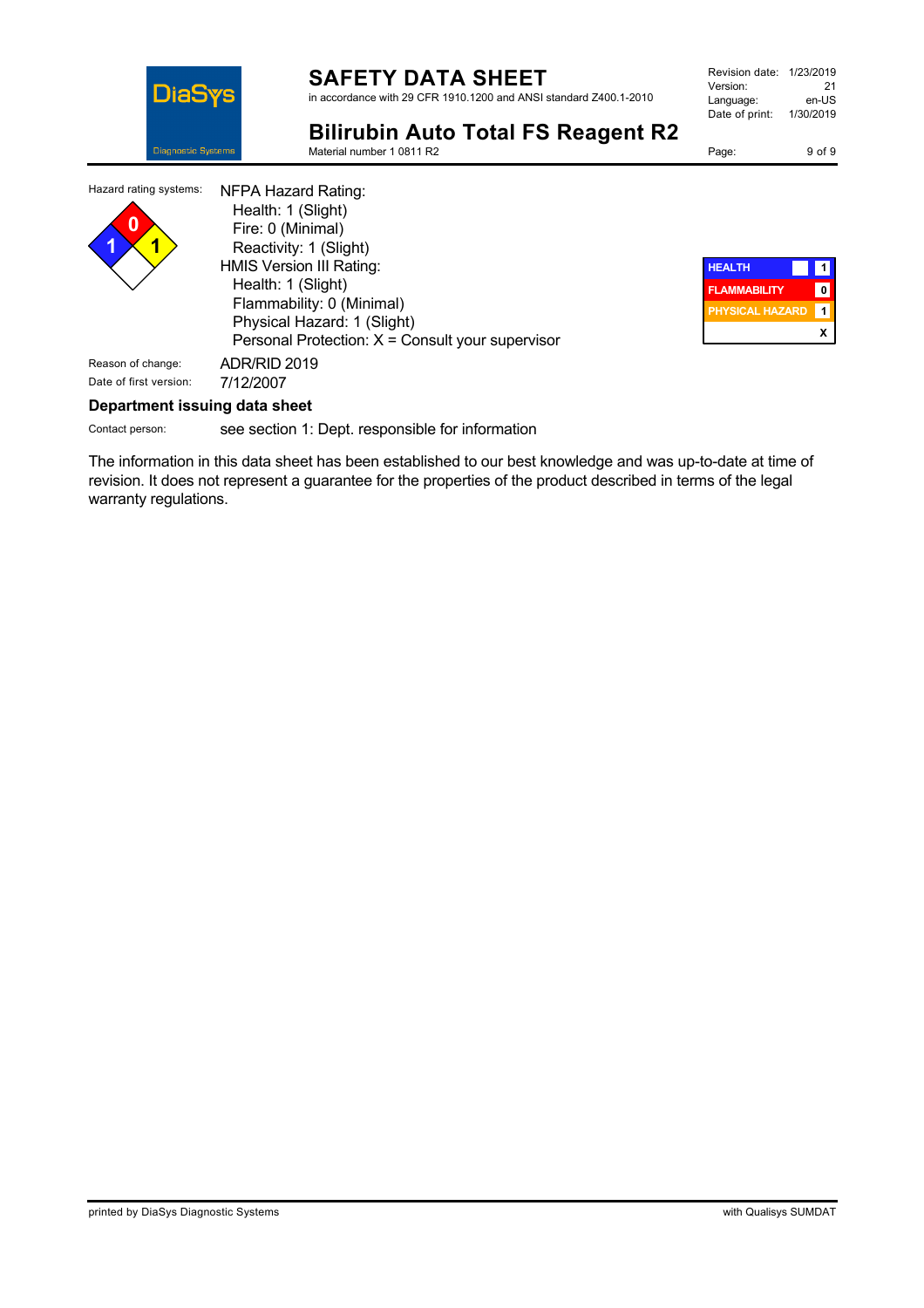Hazard rating systems:

NFPA Hazard Rating:
Health: 1 (Slight)
Fire: 0 (Minimal)
Reactivity: 1 (Slight)

HMIS Version III Rating:
Health: 1 (Slight)
Flammability: 0 (Minimal)
Physical Hazard: 1 (Slight)
Personal Protection: X = Consult your supervisor

| | |
|---|---|
| HEALTH | 1 |
| FLAMMABILITY | 0 |
| PHYSICAL HAZARD | 1 |
| | X |

Reason of change: ADR/RID 2019

Date of first version: 7/12/2007

**Department issuing data sheet**

Contact person: see section 1: Dept. responsible for information

The information in this data sheet has been established to our best knowledge and was up-to-date at time of revision. It does not represent a guarantee for the properties of the product described in terms of the legal warranty regulations.